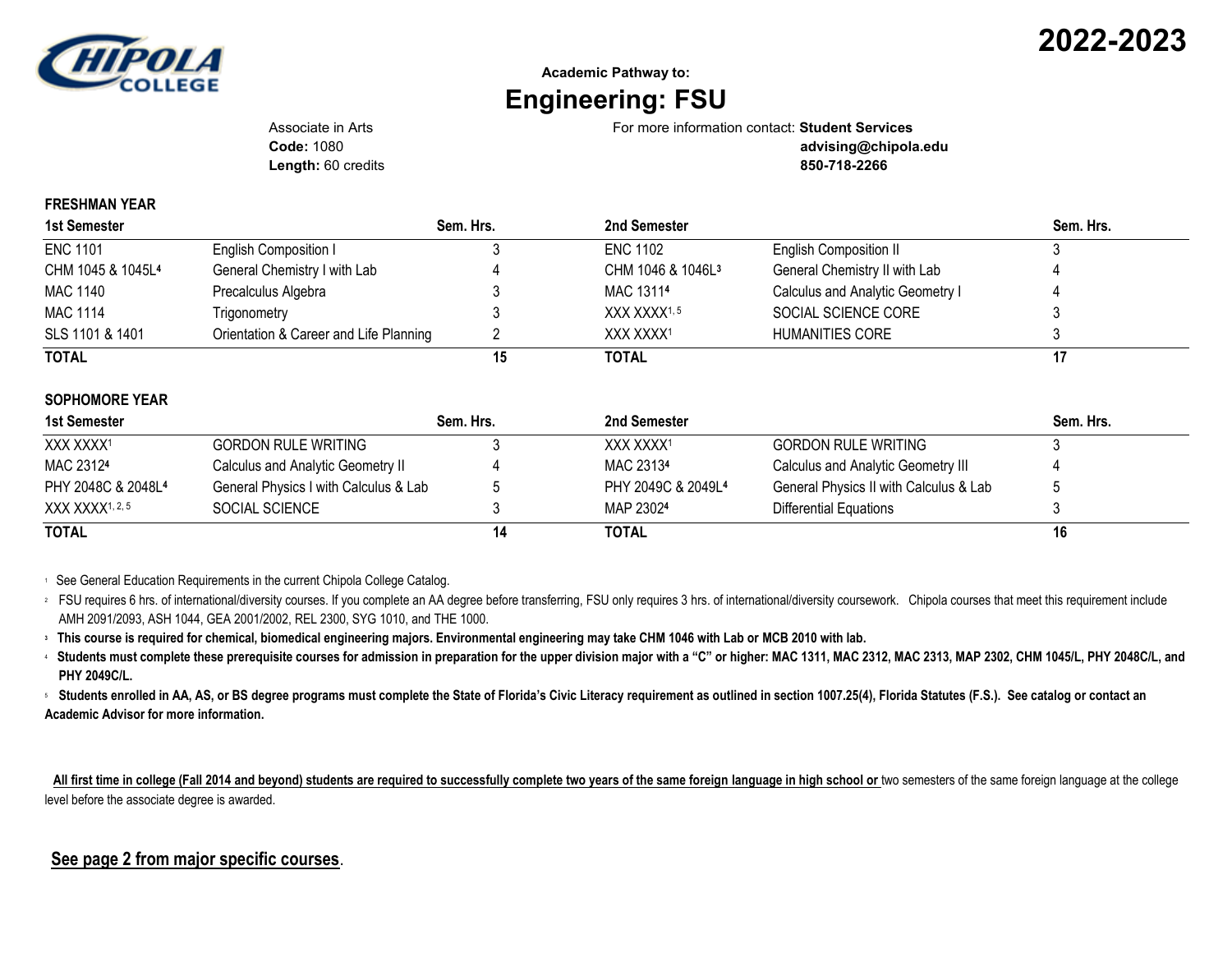2022-2023

Academic Pathway to:

# Engineering: FSU

Associate in Arts
**Code:** 1080
**Length:** 60 credits

For more information contact: **Student Services**
**advising@chipola.edu**
**850-718-2266**

## FRESHMAN YEAR

| 1st Semester | | Sem. Hrs. | 2nd Semester | | Sem. Hrs. |
|---|---|---|---|---|---|
| ENC 1101 | English Composition I | 3 | ENC 1102 | English Composition II | 3 |
| CHM 1045 & 1045L[4] | General Chemistry I with Lab | 4 | CHM 1046 & 1046L[3] | General Chemistry II with Lab | 4 |
| MAC 1140 | Precalculus Algebra | 3 | MAC 1311[4] | Calculus and Analytic Geometry I | 4 |
| MAC 1114 | Trigonometry | 3 | XXX XXXX[1, 5] | SOCIAL SCIENCE CORE | 3 |
| SLS 1101 & 1401 | Orientation & Career and Life Planning | 2 | XXX XXXX[1] | HUMANITIES CORE | 3 |
| **TOTAL** | | **15** | **TOTAL** | | **17** |

## SOPHOMORE YEAR

| 1st Semester | | Sem. Hrs. | 2nd Semester | | Sem. Hrs. |
|---|---|---|---|---|---|
| XXX XXXX[1] | GORDON RULE WRITING | 3 | XXX XXXX[1] | GORDON RULE WRITING | 3 |
| MAC 2312[4] | Calculus and Analytic Geometry II | 4 | MAC 2313[4] | Calculus and Analytic Geometry III | 4 |
| PHY 2048C & 2048L[4] | General Physics I with Calculus & Lab | 5 | PHY 2049C & 2049L[4] | General Physics II with Calculus & Lab | 5 |
| XXX XXXX[1, 2, 5] | SOCIAL SCIENCE | 3 | MAP 2302[4] | Differential Equations | 3 |
| **TOTAL** | | **14** | **TOTAL** | | **16** |

[1] See General Education Requirements in the current Chipola College Catalog.

[2] FSU requires 6 hrs. of international/diversity courses. If you complete an AA degree before transferring, FSU only requires 3 hrs. of international/diversity coursework. Chipola courses that meet this requirement include AMH 2091/2093, ASH 1044, GEA 2001/2002, REL 2300, SYG 1010, and THE 1000.

[3] **This course is required for chemical, biomedical engineering majors. Environmental engineering may take CHM 1046 with Lab or MCB 2010 with lab.**

[4] **Students must complete these prerequisite courses for admission in preparation for the upper division major with a "C" or higher: MAC 1311, MAC 2312, MAC 2313, MAP 2302, CHM 1045/L, PHY 2048C/L, and PHY 2049C/L.**

[5] **Students enrolled in AA, AS, or BS degree programs must complete the State of Florida's Civic Literacy requirement as outlined in section 1007.25(4), Florida Statutes (F.S.). See catalog or contact an Academic Advisor for more information.**

<u>**All first time in college (Fall 2014 and beyond) students are required to successfully complete two years of the same foreign language in high school or**</u> two semesters of the same foreign language at the college level before the associate degree is awarded.

<u>**See page 2 from major specific courses**</u>.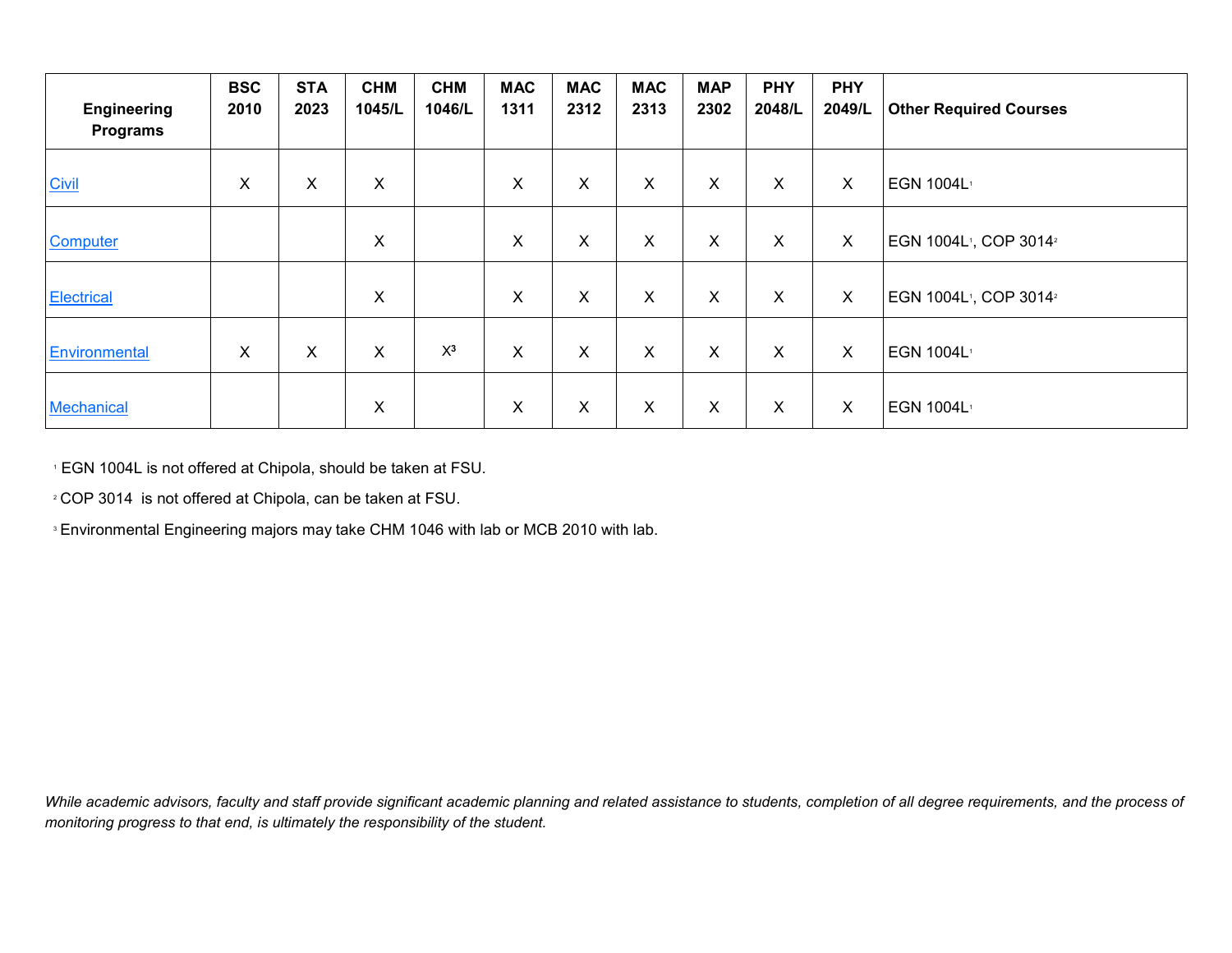| Engineering Programs | BSC 2010 | STA 2023 | CHM 1045/L | CHM 1046/L | MAC 1311 | MAC 2312 | MAC 2313 | MAP 2302 | PHY 2048/L | PHY 2049/L | Other Required Courses |
|---|---|---|---|---|---|---|---|---|---|---|---|
| Civil | X | X | X | | X | X | X | X | X | X | EGN 1004L[1] |
| Computer | | | X | | X | X | X | X | X | X | EGN 1004L[1], COP 3014[2] |
| Electrical | | | X | | X | X | X | X | X | X | EGN 1004L[1], COP 3014[2] |
| Environmental | X | X | X | X[3] | X | X | X | X | X | X | EGN 1004L[1] |
| Mechanical | | | X | | X | X | X | X | X | X | EGN 1004L[1] |

[1] EGN 1004L is not offered at Chipola, should be taken at FSU.

[2] COP 3014 is not offered at Chipola, can be taken at FSU.

[3] Environmental Engineering majors may take CHM 1046 with lab or MCB 2010 with lab.

*While academic advisors, faculty and staff provide significant academic planning and related assistance to students, completion of all degree requirements, and the process of monitoring progress to that end, is ultimately the responsibility of the student.*